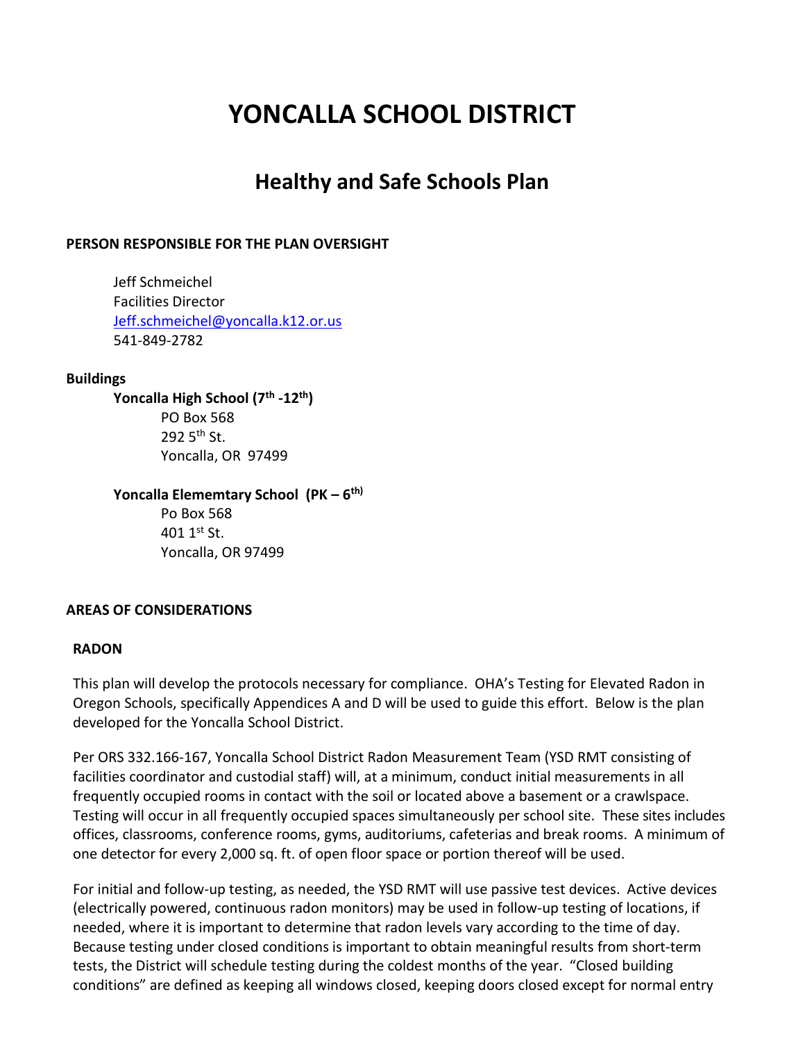# YONCALLA SCHOOL DISTRICT

## Healthy and Safe Schools Plan

**PERSON RESPONSIBLE FOR THE PLAN OVERSIGHT**

Jeff Schmeichel
Facilities Director
Jeff.schmeichel@yoncalla.k12.or.us
541-849-2782

**Buildings**

**Yoncalla High School (7th -12th)**
PO Box 568
292 5th St.
Yoncalla, OR 97499

**Yoncalla Elememtary School (PK – 6th)**
Po Box 568
401 1st St.
Yoncalla, OR 97499

**AREAS OF CONSIDERATIONS**

**RADON**

This plan will develop the protocols necessary for compliance. OHA's Testing for Elevated Radon in Oregon Schools, specifically Appendices A and D will be used to guide this effort. Below is the plan developed for the Yoncalla School District.

Per ORS 332.166-167, Yoncalla School District Radon Measurement Team (YSD RMT consisting of facilities coordinator and custodial staff) will, at a minimum, conduct initial measurements in all frequently occupied rooms in contact with the soil or located above a basement or a crawlspace. Testing will occur in all frequently occupied spaces simultaneously per school site. These sites includes offices, classrooms, conference rooms, gyms, auditoriums, cafeterias and break rooms. A minimum of one detector for every 2,000 sq. ft. of open floor space or portion thereof will be used.

For initial and follow-up testing, as needed, the YSD RMT will use passive test devices. Active devices (electrically powered, continuous radon monitors) may be used in follow-up testing of locations, if needed, where it is important to determine that radon levels vary according to the time of day. Because testing under closed conditions is important to obtain meaningful results from short-term tests, the District will schedule testing during the coldest months of the year. "Closed building conditions" are defined as keeping all windows closed, keeping doors closed except for normal entry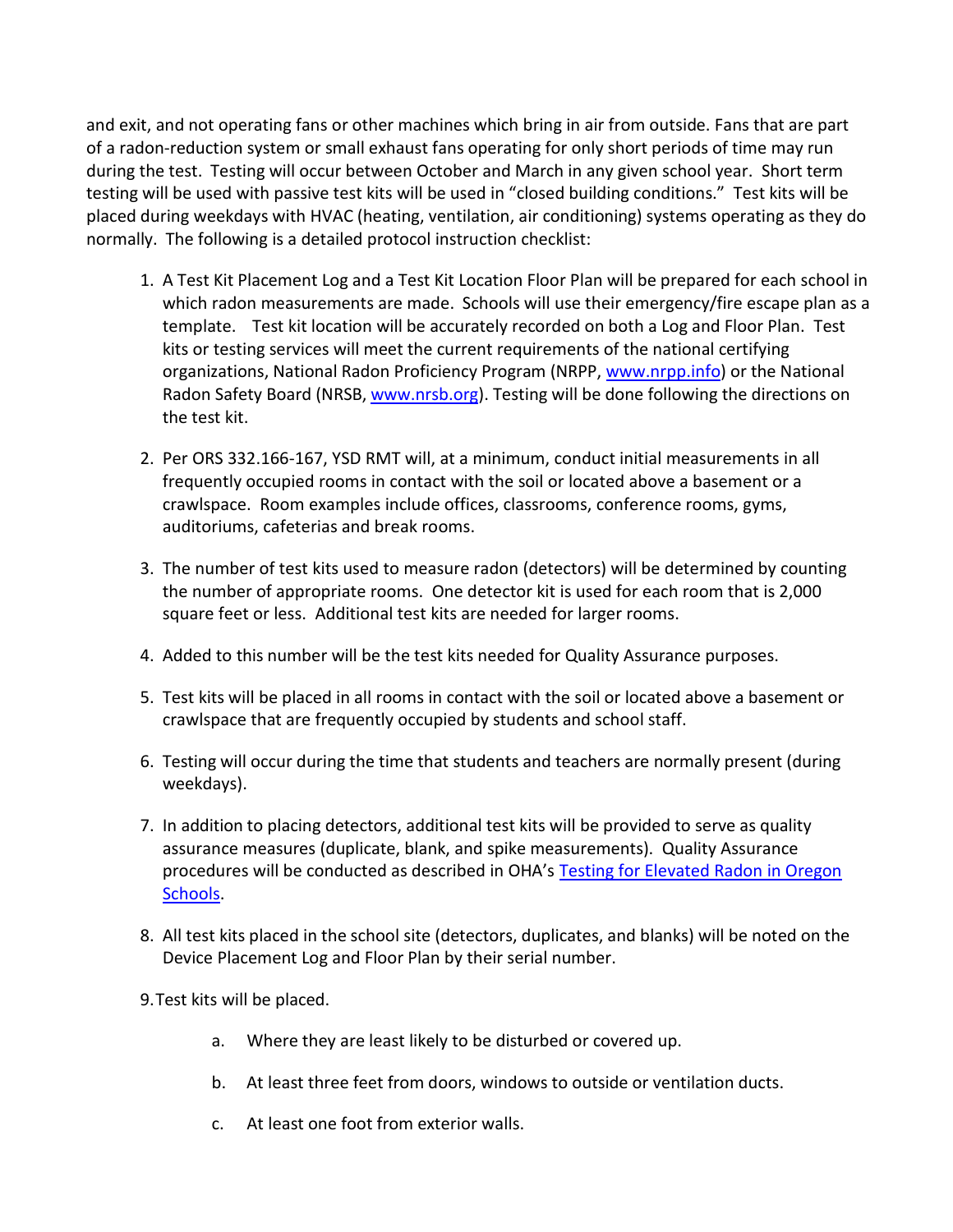and exit, and not operating fans or other machines which bring in air from outside. Fans that are part of a radon-reduction system or small exhaust fans operating for only short periods of time may run during the test. Testing will occur between October and March in any given school year. Short term testing will be used with passive test kits will be used in "closed building conditions." Test kits will be placed during weekdays with HVAC (heating, ventilation, air conditioning) systems operating as they do normally. The following is a detailed protocol instruction checklist:

1. A Test Kit Placement Log and a Test Kit Location Floor Plan will be prepared for each school in which radon measurements are made. Schools will use their emergency/fire escape plan as a template. Test kit location will be accurately recorded on both a Log and Floor Plan. Test kits or testing services will meet the current requirements of the national certifying organizations, National Radon Proficiency Program (NRPP, [www.nrpp.info](http://www.nrpp.info)) or the National Radon Safety Board (NRSB, [www.nrsb.org](http://www.nrsb.org)). Testing will be done following the directions on the test kit.

2. Per ORS 332.166-167, YSD RMT will, at a minimum, conduct initial measurements in all frequently occupied rooms in contact with the soil or located above a basement or a crawlspace. Room examples include offices, classrooms, conference rooms, gyms, auditoriums, cafeterias and break rooms.

3. The number of test kits used to measure radon (detectors) will be determined by counting the number of appropriate rooms. One detector kit is used for each room that is 2,000 square feet or less. Additional test kits are needed for larger rooms.

4. Added to this number will be the test kits needed for Quality Assurance purposes.

5. Test kits will be placed in all rooms in contact with the soil or located above a basement or crawlspace that are frequently occupied by students and school staff.

6. Testing will occur during the time that students and teachers are normally present (during weekdays).

7. In addition to placing detectors, additional test kits will be provided to serve as quality assurance measures (duplicate, blank, and spike measurements). Quality Assurance procedures will be conducted as described in OHA's Testing for Elevated Radon in Oregon Schools.

8. All test kits placed in the school site (detectors, duplicates, and blanks) will be noted on the Device Placement Log and Floor Plan by their serial number.

9. Test kits will be placed.

    a. Where they are least likely to be disturbed or covered up.

    b. At least three feet from doors, windows to outside or ventilation ducts.

    c. At least one foot from exterior walls.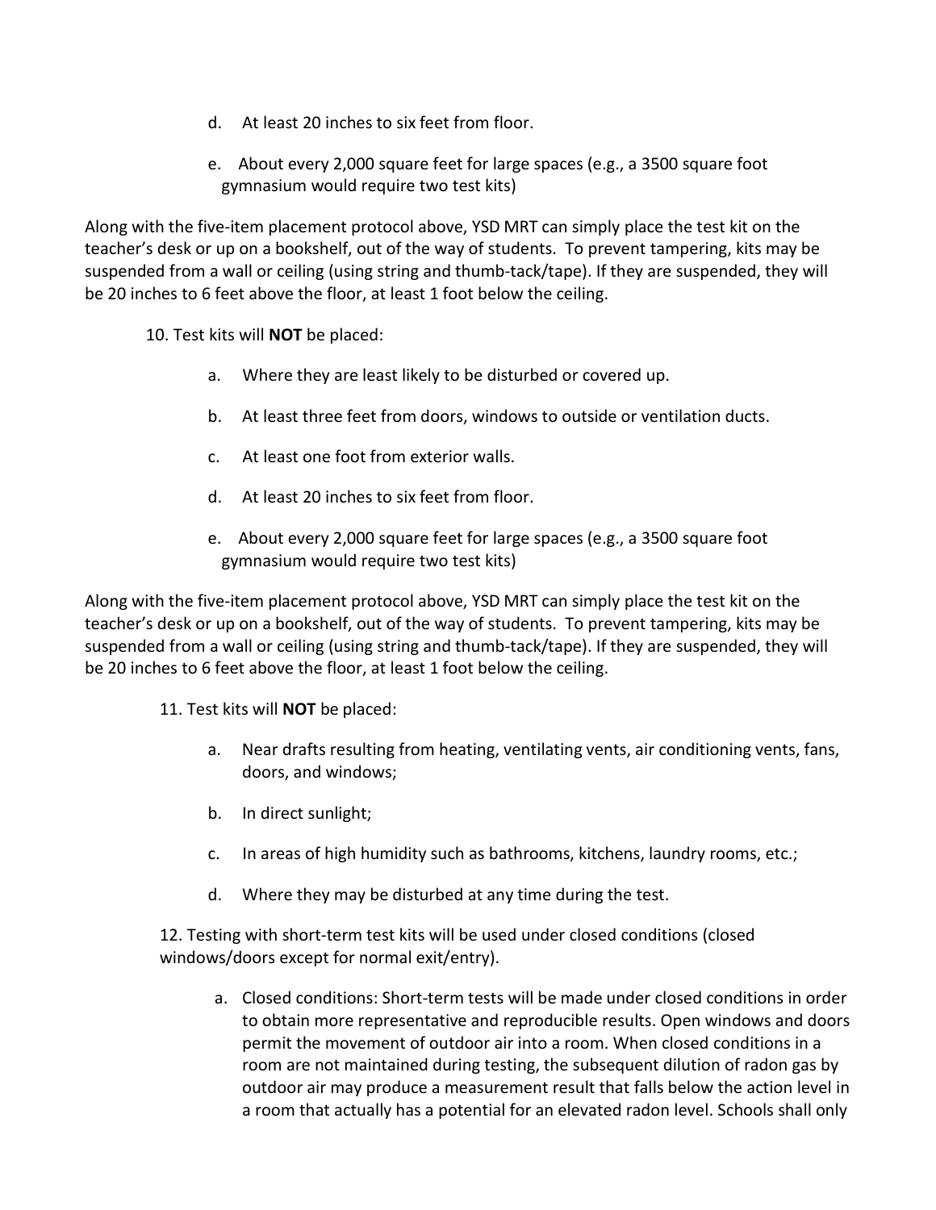d. At least 20 inches to six feet from floor.

e. About every 2,000 square feet for large spaces (e.g., a 3500 square foot gymnasium would require two test kits)

Along with the five-item placement protocol above, YSD MRT can simply place the test kit on the teacher's desk or up on a bookshelf, out of the way of students. To prevent tampering, kits may be suspended from a wall or ceiling (using string and thumb-tack/tape). If they are suspended, they will be 20 inches to 6 feet above the floor, at least 1 foot below the ceiling.

10. Test kits will **NOT** be placed:

a. Where they are least likely to be disturbed or covered up.

b. At least three feet from doors, windows to outside or ventilation ducts.

c. At least one foot from exterior walls.

d. At least 20 inches to six feet from floor.

e. About every 2,000 square feet for large spaces (e.g., a 3500 square foot gymnasium would require two test kits)

Along with the five-item placement protocol above, YSD MRT can simply place the test kit on the teacher's desk or up on a bookshelf, out of the way of students. To prevent tampering, kits may be suspended from a wall or ceiling (using string and thumb-tack/tape). If they are suspended, they will be 20 inches to 6 feet above the floor, at least 1 foot below the ceiling.

11. Test kits will **NOT** be placed:

a. Near drafts resulting from heating, ventilating vents, air conditioning vents, fans, doors, and windows;

b. In direct sunlight;

c. In areas of high humidity such as bathrooms, kitchens, laundry rooms, etc.;

d. Where they may be disturbed at any time during the test.

12. Testing with short-term test kits will be used under closed conditions (closed windows/doors except for normal exit/entry).

a. Closed conditions: Short-term tests will be made under closed conditions in order to obtain more representative and reproducible results. Open windows and doors permit the movement of outdoor air into a room. When closed conditions in a room are not maintained during testing, the subsequent dilution of radon gas by outdoor air may produce a measurement result that falls below the action level in a room that actually has a potential for an elevated radon level. Schools shall only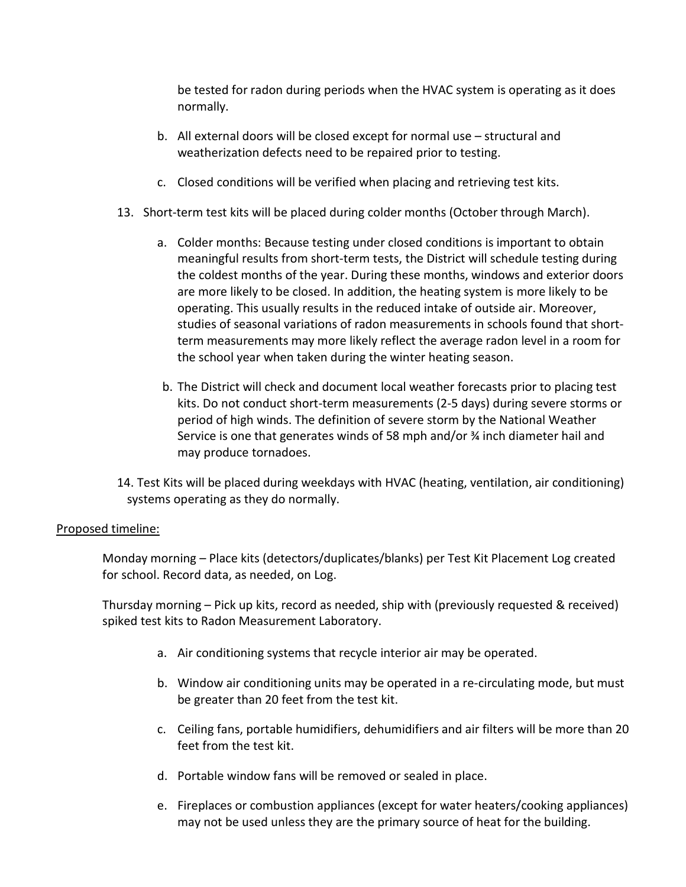be tested for radon during periods when the HVAC system is operating as it does normally.

   b. All external doors will be closed except for normal use – structural and weatherization defects need to be repaired prior to testing.

   c. Closed conditions will be verified when placing and retrieving test kits.

13. Short-term test kits will be placed during colder months (October through March).

    a. Colder months: Because testing under closed conditions is important to obtain meaningful results from short-term tests, the District will schedule testing during the coldest months of the year. During these months, windows and exterior doors are more likely to be closed. In addition, the heating system is more likely to be operating. This usually results in the reduced intake of outside air. Moreover, studies of seasonal variations of radon measurements in schools found that short-term measurements may more likely reflect the average radon level in a room for the school year when taken during the winter heating season.

    b. The District will check and document local weather forecasts prior to placing test kits. Do not conduct short-term measurements (2-5 days) during severe storms or period of high winds. The definition of severe storm by the National Weather Service is one that generates winds of 58 mph and/or ¾ inch diameter hail and may produce tornadoes.

14. Test Kits will be placed during weekdays with HVAC (heating, ventilation, air conditioning) systems operating as they do normally.

<u>Proposed timeline:</u>

Monday morning – Place kits (detectors/duplicates/blanks) per Test Kit Placement Log created for school. Record data, as needed, on Log.

Thursday morning – Pick up kits, record as needed, ship with (previously requested & received) spiked test kits to Radon Measurement Laboratory.

a. Air conditioning systems that recycle interior air may be operated.

b. Window air conditioning units may be operated in a re-circulating mode, but must be greater than 20 feet from the test kit.

c. Ceiling fans, portable humidifiers, dehumidifiers and air filters will be more than 20 feet from the test kit.

d. Portable window fans will be removed or sealed in place.

e. Fireplaces or combustion appliances (except for water heaters/cooking appliances) may not be used unless they are the primary source of heat for the building.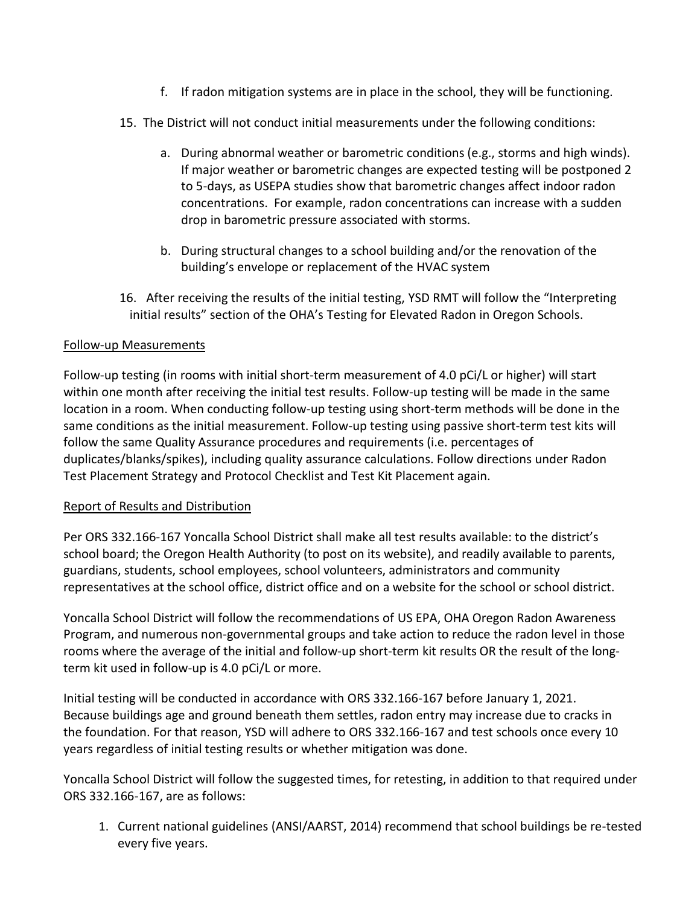f. If radon mitigation systems are in place in the school, they will be functioning.

15. The District will not conduct initial measurements under the following conditions:

    a. During abnormal weather or barometric conditions (e.g., storms and high winds). If major weather or barometric changes are expected testing will be postponed 2 to 5-days, as USEPA studies show that barometric changes affect indoor radon concentrations. For example, radon concentrations can increase with a sudden drop in barometric pressure associated with storms.

    b. During structural changes to a school building and/or the renovation of the building's envelope or replacement of the HVAC system

16. After receiving the results of the initial testing, YSD RMT will follow the "Interpreting initial results" section of the OHA's Testing for Elevated Radon in Oregon Schools.

Follow-up Measurements

Follow-up testing (in rooms with initial short-term measurement of 4.0 pCi/L or higher) will start within one month after receiving the initial test results. Follow-up testing will be made in the same location in a room. When conducting follow-up testing using short-term methods will be done in the same conditions as the initial measurement. Follow-up testing using passive short-term test kits will follow the same Quality Assurance procedures and requirements (i.e. percentages of duplicates/blanks/spikes), including quality assurance calculations. Follow directions under Radon Test Placement Strategy and Protocol Checklist and Test Kit Placement again.

Report of Results and Distribution

Per ORS 332.166-167 Yoncalla School District shall make all test results available: to the district's school board; the Oregon Health Authority (to post on its website), and readily available to parents, guardians, students, school employees, school volunteers, administrators and community representatives at the school office, district office and on a website for the school or school district.

Yoncalla School District will follow the recommendations of US EPA, OHA Oregon Radon Awareness Program, and numerous non-governmental groups and take action to reduce the radon level in those rooms where the average of the initial and follow-up short-term kit results OR the result of the long-term kit used in follow-up is 4.0 pCi/L or more.

Initial testing will be conducted in accordance with ORS 332.166-167 before January 1, 2021. Because buildings age and ground beneath them settles, radon entry may increase due to cracks in the foundation. For that reason, YSD will adhere to ORS 332.166-167 and test schools once every 10 years regardless of initial testing results or whether mitigation was done.

Yoncalla School District will follow the suggested times, for retesting, in addition to that required under ORS 332.166-167, are as follows:

1. Current national guidelines (ANSI/AARST, 2014) recommend that school buildings be re-tested every five years.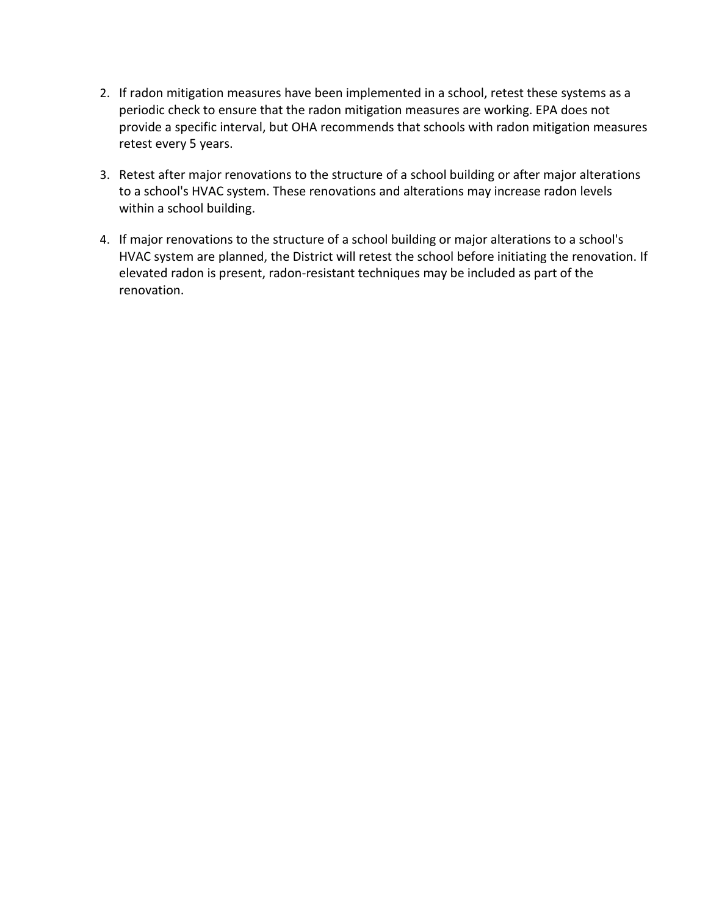2. If radon mitigation measures have been implemented in a school, retest these systems as a periodic check to ensure that the radon mitigation measures are working. EPA does not provide a specific interval, but OHA recommends that schools with radon mitigation measures retest every 5 years.

3. Retest after major renovations to the structure of a school building or after major alterations to a school's HVAC system. These renovations and alterations may increase radon levels within a school building.

4. If major renovations to the structure of a school building or major alterations to a school's HVAC system are planned, the District will retest the school before initiating the renovation. If elevated radon is present, radon-resistant techniques may be included as part of the renovation.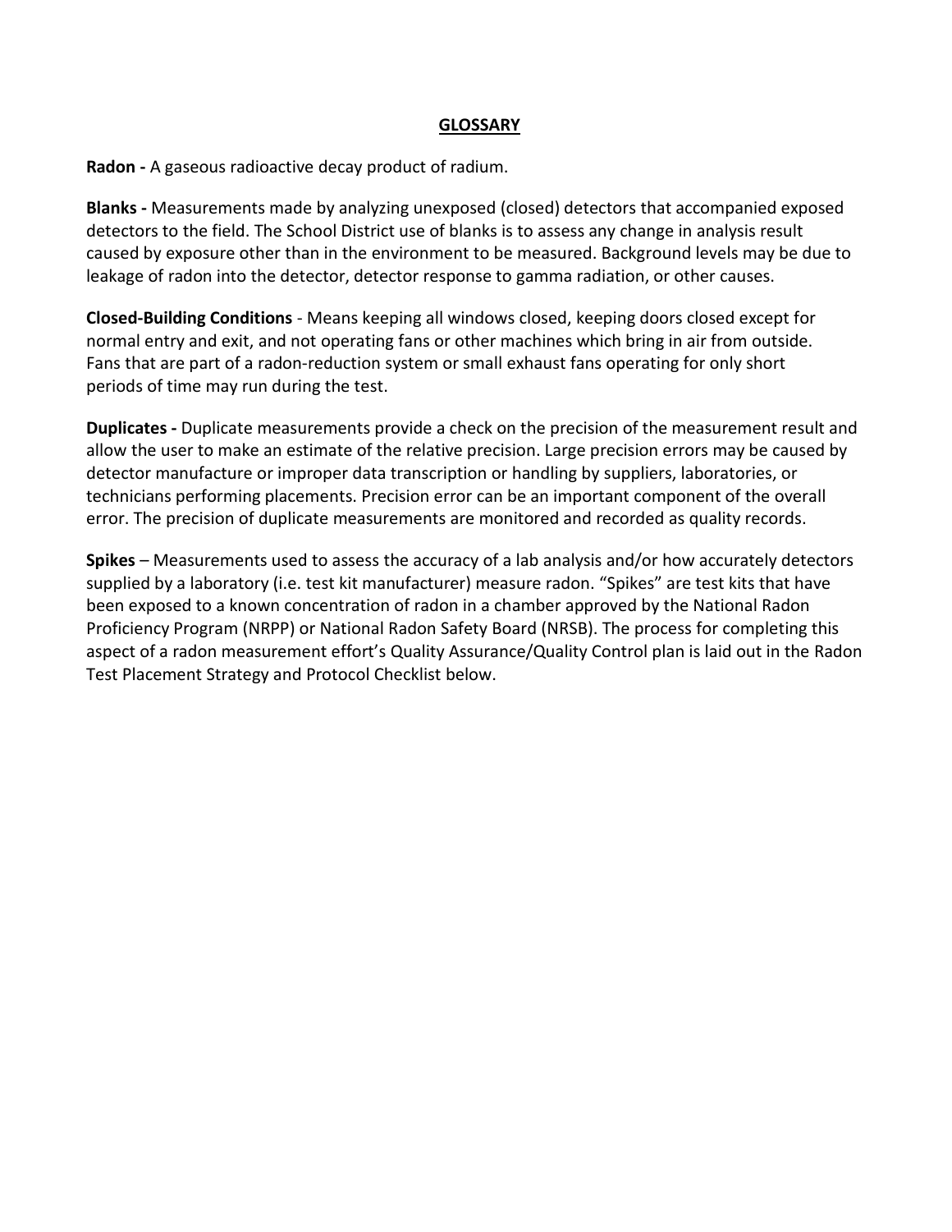## GLOSSARY

**Radon -** A gaseous radioactive decay product of radium.

**Blanks -** Measurements made by analyzing unexposed (closed) detectors that accompanied exposed detectors to the field. The School District use of blanks is to assess any change in analysis result caused by exposure other than in the environment to be measured. Background levels may be due to leakage of radon into the detector, detector response to gamma radiation, or other causes.

**Closed-Building Conditions** - Means keeping all windows closed, keeping doors closed except for normal entry and exit, and not operating fans or other machines which bring in air from outside. Fans that are part of a radon-reduction system or small exhaust fans operating for only short periods of time may run during the test.

**Duplicates -** Duplicate measurements provide a check on the precision of the measurement result and allow the user to make an estimate of the relative precision. Large precision errors may be caused by detector manufacture or improper data transcription or handling by suppliers, laboratories, or technicians performing placements. Precision error can be an important component of the overall error. The precision of duplicate measurements are monitored and recorded as quality records.

**Spikes** – Measurements used to assess the accuracy of a lab analysis and/or how accurately detectors supplied by a laboratory (i.e. test kit manufacturer) measure radon. "Spikes" are test kits that have been exposed to a known concentration of radon in a chamber approved by the National Radon Proficiency Program (NRPP) or National Radon Safety Board (NRSB). The process for completing this aspect of a radon measurement effort's Quality Assurance/Quality Control plan is laid out in the Radon Test Placement Strategy and Protocol Checklist below.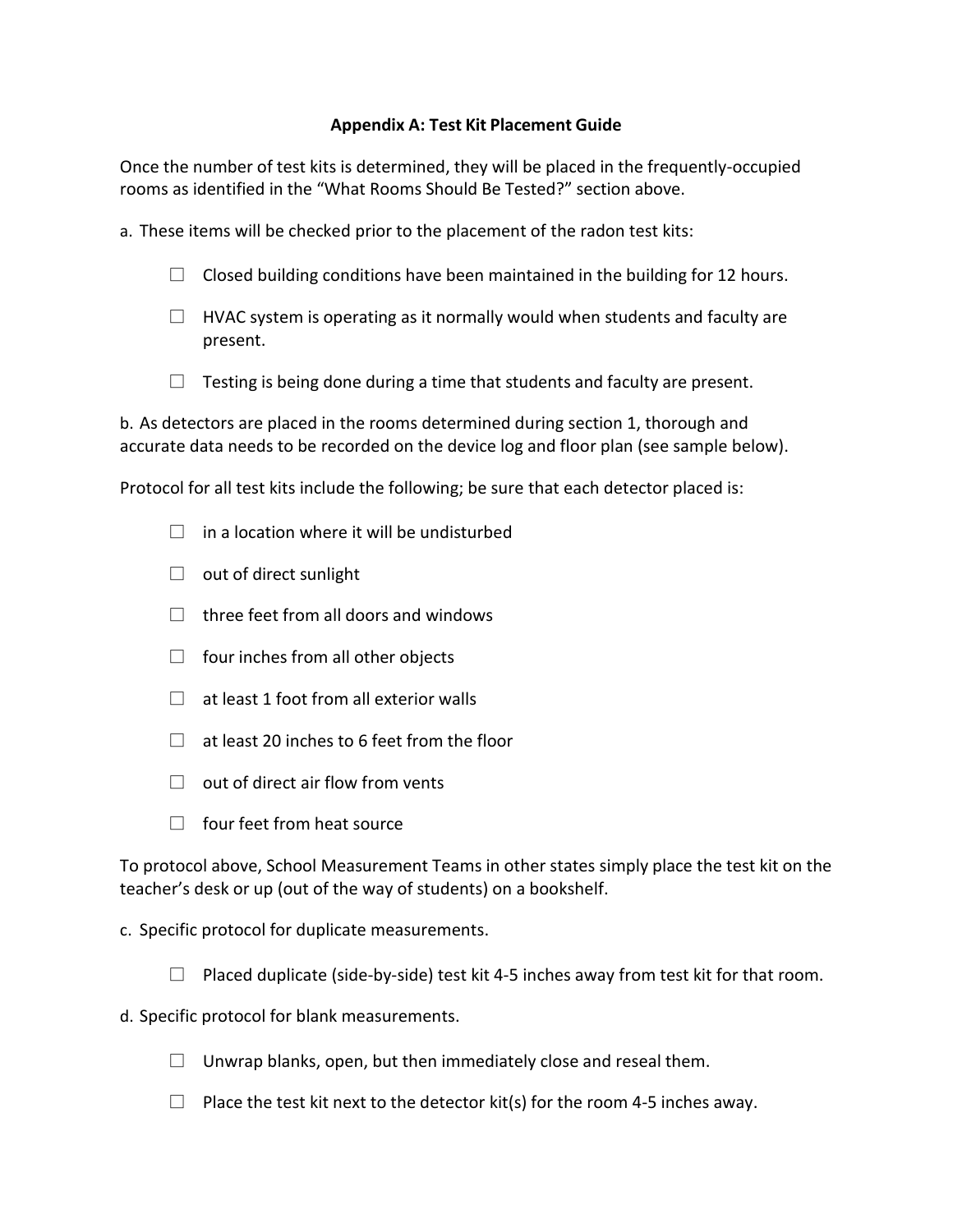## Appendix A: Test Kit Placement Guide

Once the number of test kits is determined, they will be placed in the frequently-occupied rooms as identified in the "What Rooms Should Be Tested?" section above.

a. These items will be checked prior to the placement of the radon test kits:

- ☐ Closed building conditions have been maintained in the building for 12 hours.
- ☐ HVAC system is operating as it normally would when students and faculty are present.
- ☐ Testing is being done during a time that students and faculty are present.

b. As detectors are placed in the rooms determined during section 1, thorough and accurate data needs to be recorded on the device log and floor plan (see sample below).

Protocol for all test kits include the following; be sure that each detector placed is:

- ☐ in a location where it will be undisturbed
- ☐ out of direct sunlight
- ☐ three feet from all doors and windows
- ☐ four inches from all other objects
- ☐ at least 1 foot from all exterior walls
- ☐ at least 20 inches to 6 feet from the floor
- ☐ out of direct air flow from vents
- ☐ four feet from heat source

To protocol above, School Measurement Teams in other states simply place the test kit on the teacher's desk or up (out of the way of students) on a bookshelf.

c. Specific protocol for duplicate measurements.

- ☐ Placed duplicate (side-by-side) test kit 4-5 inches away from test kit for that room.

d. Specific protocol for blank measurements.

- ☐ Unwrap blanks, open, but then immediately close and reseal them.
- ☐ Place the test kit next to the detector kit(s) for the room 4-5 inches away.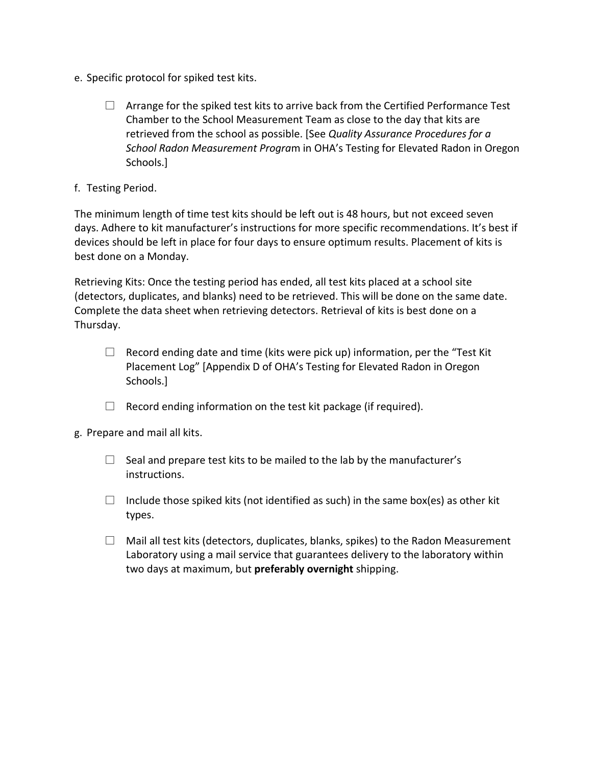e. Specific protocol for spiked test kits.

- ☐ Arrange for the spiked test kits to arrive back from the Certified Performance Test Chamber to the School Measurement Team as close to the day that kits are retrieved from the school as possible. [See *Quality Assurance Procedures for a School Radon Measurement Progra*m in OHA's Testing for Elevated Radon in Oregon Schools.]

f. Testing Period.

The minimum length of time test kits should be left out is 48 hours, but not exceed seven days. Adhere to kit manufacturer's instructions for more specific recommendations. It's best if devices should be left in place for four days to ensure optimum results. Placement of kits is best done on a Monday.

Retrieving Kits: Once the testing period has ended, all test kits placed at a school site (detectors, duplicates, and blanks) need to be retrieved. This will be done on the same date. Complete the data sheet when retrieving detectors. Retrieval of kits is best done on a Thursday.

- ☐ Record ending date and time (kits were pick up) information, per the "Test Kit Placement Log" [Appendix D of OHA's Testing for Elevated Radon in Oregon Schools.]
- ☐ Record ending information on the test kit package (if required).

g. Prepare and mail all kits.

- ☐ Seal and prepare test kits to be mailed to the lab by the manufacturer's instructions.
- ☐ Include those spiked kits (not identified as such) in the same box(es) as other kit types.
- ☐ Mail all test kits (detectors, duplicates, blanks, spikes) to the Radon Measurement Laboratory using a mail service that guarantees delivery to the laboratory within two days at maximum, but **preferably overnight** shipping.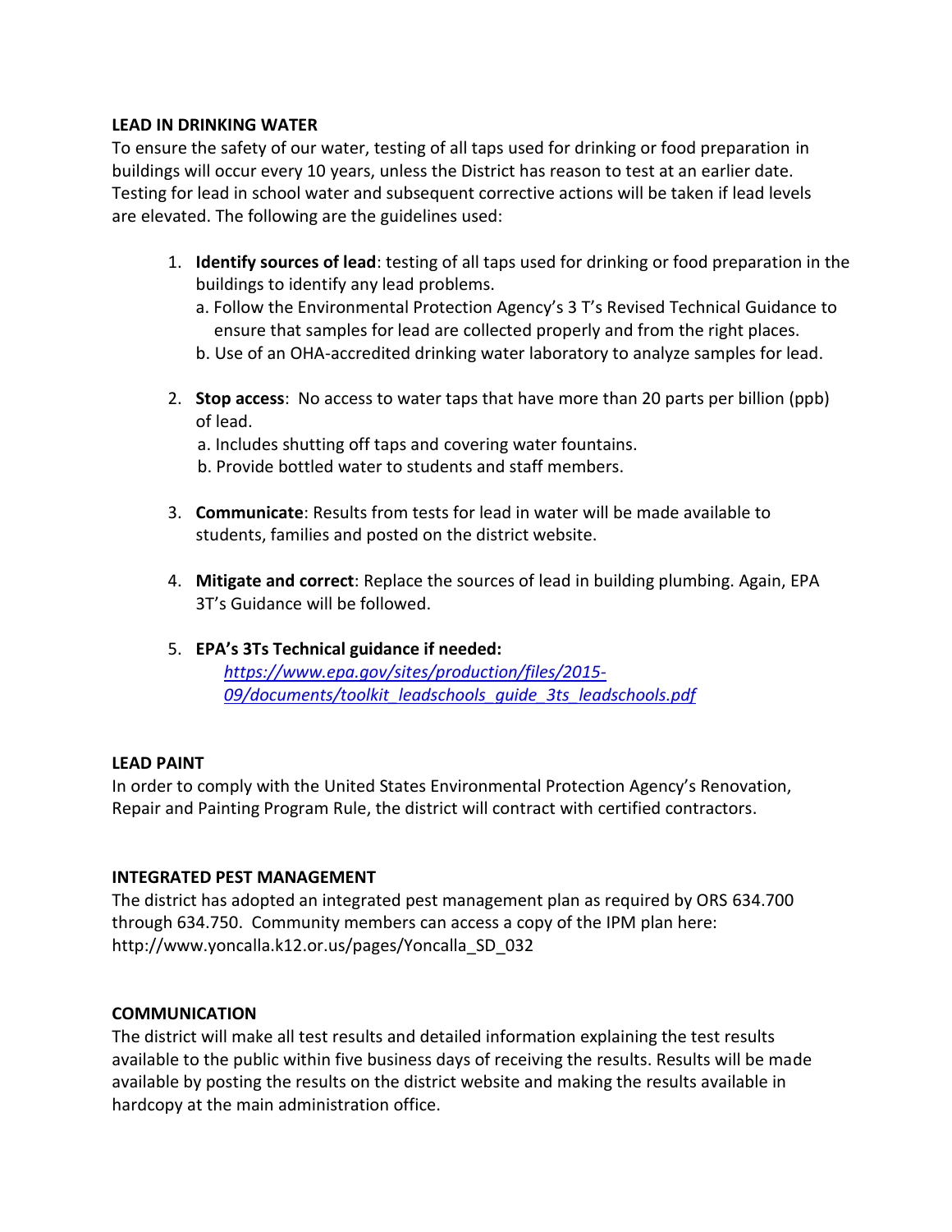**LEAD IN DRINKING WATER**

To ensure the safety of our water, testing of all taps used for drinking or food preparation in buildings will occur every 10 years, unless the District has reason to test at an earlier date. Testing for lead in school water and subsequent corrective actions will be taken if lead levels are elevated. The following are the guidelines used:

1. **Identify sources of lead**: testing of all taps used for drinking or food preparation in the buildings to identify any lead problems.
   a. Follow the Environmental Protection Agency's 3 T's Revised Technical Guidance to ensure that samples for lead are collected properly and from the right places.
   b. Use of an OHA-accredited drinking water laboratory to analyze samples for lead.

2. **Stop access**: No access to water taps that have more than 20 parts per billion (ppb) of lead.
   a. Includes shutting off taps and covering water fountains.
   b. Provide bottled water to students and staff members.

3. **Communicate**: Results from tests for lead in water will be made available to students, families and posted on the district website.

4. **Mitigate and correct**: Replace the sources of lead in building plumbing. Again, EPA 3T's Guidance will be followed.

5. **EPA's 3Ts Technical guidance if needed:**
   *https://www.epa.gov/sites/production/files/2015-09/documents/toolkit_leadschools_guide_3ts_leadschools.pdf*

**LEAD PAINT**

In order to comply with the United States Environmental Protection Agency's Renovation, Repair and Painting Program Rule, the district will contract with certified contractors.

**INTEGRATED PEST MANAGEMENT**

The district has adopted an integrated pest management plan as required by ORS 634.700 through 634.750. Community members can access a copy of the IPM plan here: http://www.yoncalla.k12.or.us/pages/Yoncalla_SD_032

**COMMUNICATION**

The district will make all test results and detailed information explaining the test results available to the public within five business days of receiving the results. Results will be made available by posting the results on the district website and making the results available in hardcopy at the main administration office.